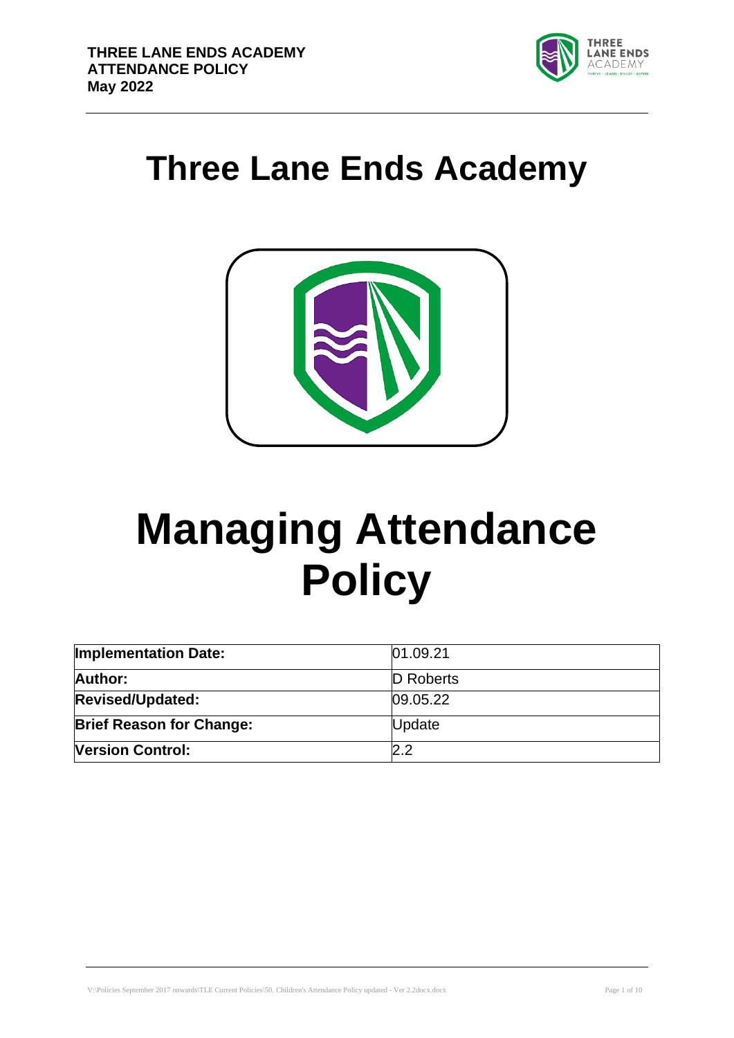# Three Lane Ends Academy

# Managing Attendance Policy

| Implementation Date: | 01.09.21 |
|---|---|
| Author: | D Roberts |
| Revised/Updated: | 09.05.22 |
| Brief Reason for Change: | Update |
| Version Control: | 2.2 |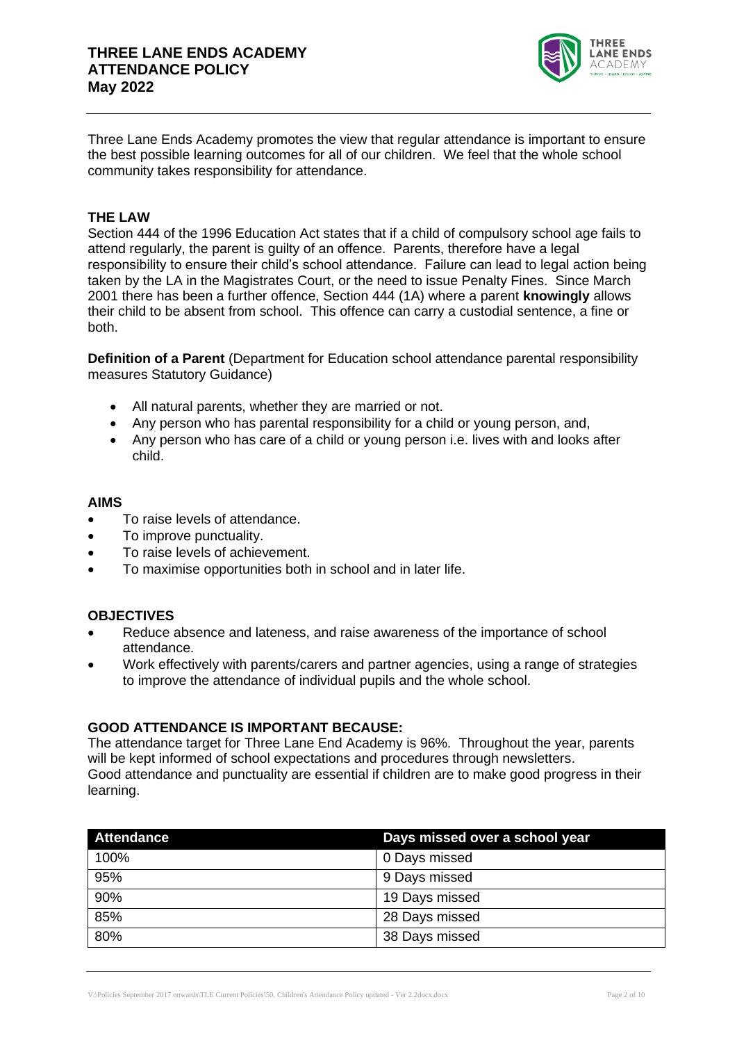Three Lane Ends Academy promotes the view that regular attendance is important to ensure the best possible learning outcomes for all of our children. We feel that the whole school community takes responsibility for attendance.

## THE LAW

Section 444 of the 1996 Education Act states that if a child of compulsory school age fails to attend regularly, the parent is guilty of an offence. Parents, therefore have a legal responsibility to ensure their child's school attendance. Failure can lead to legal action being taken by the LA in the Magistrates Court, or the need to issue Penalty Fines. Since March 2001 there has been a further offence, Section 444 (1A) where a parent **knowingly** allows their child to be absent from school. This offence can carry a custodial sentence, a fine or both.

**Definition of a Parent** (Department for Education school attendance parental responsibility measures Statutory Guidance)

- All natural parents, whether they are married or not.
- Any person who has parental responsibility for a child or young person, and,
- Any person who has care of a child or young person i.e. lives with and looks after child.

## AIMS

- To raise levels of attendance.
- To improve punctuality.
- To raise levels of achievement.
- To maximise opportunities both in school and in later life.

## OBJECTIVES

- Reduce absence and lateness, and raise awareness of the importance of school attendance.
- Work effectively with parents/carers and partner agencies, using a range of strategies to improve the attendance of individual pupils and the whole school.

## GOOD ATTENDANCE IS IMPORTANT BECAUSE:

The attendance target for Three Lane End Academy is 96%. Throughout the year, parents will be kept informed of school expectations and procedures through newsletters.
Good attendance and punctuality are essential if children are to make good progress in their learning.

| Attendance | Days missed over a school year |
| --- | --- |
| 100% | 0 Days missed |
| 95% | 9 Days missed |
| 90% | 19 Days missed |
| 85% | 28 Days missed |
| 80% | 38 Days missed |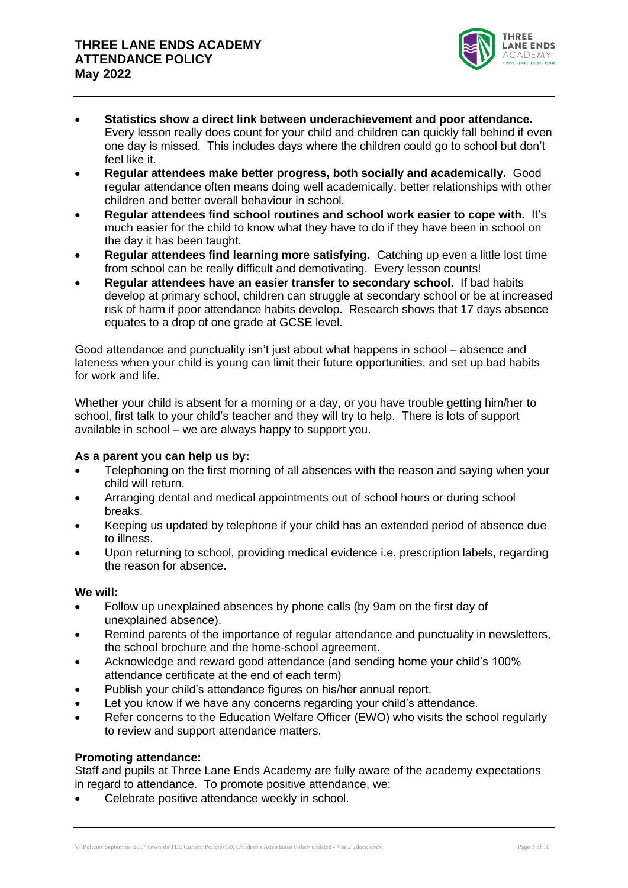- **Statistics show a direct link between underachievement and poor attendance.** Every lesson really does count for your child and children can quickly fall behind if even one day is missed. This includes days where the children could go to school but don't feel like it.
- **Regular attendees make better progress, both socially and academically.** Good regular attendance often means doing well academically, better relationships with other children and better overall behaviour in school.
- **Regular attendees find school routines and school work easier to cope with.** It's much easier for the child to know what they have to do if they have been in school on the day it has been taught.
- **Regular attendees find learning more satisfying.** Catching up even a little lost time from school can be really difficult and demotivating. Every lesson counts!
- **Regular attendees have an easier transfer to secondary school.** If bad habits develop at primary school, children can struggle at secondary school or be at increased risk of harm if poor attendance habits develop. Research shows that 17 days absence equates to a drop of one grade at GCSE level.

Good attendance and punctuality isn't just about what happens in school – absence and lateness when your child is young can limit their future opportunities, and set up bad habits for work and life.

Whether your child is absent for a morning or a day, or you have trouble getting him/her to school, first talk to your child's teacher and they will try to help. There is lots of support available in school – we are always happy to support you.

**As a parent you can help us by:**

- Telephoning on the first morning of all absences with the reason and saying when your child will return.
- Arranging dental and medical appointments out of school hours or during school breaks.
- Keeping us updated by telephone if your child has an extended period of absence due to illness.
- Upon returning to school, providing medical evidence i.e. prescription labels, regarding the reason for absence.

**We will:**

- Follow up unexplained absences by phone calls (by 9am on the first day of unexplained absence).
- Remind parents of the importance of regular attendance and punctuality in newsletters, the school brochure and the home-school agreement.
- Acknowledge and reward good attendance (and sending home your child's 100% attendance certificate at the end of each term)
- Publish your child's attendance figures on his/her annual report.
- Let you know if we have any concerns regarding your child's attendance.
- Refer concerns to the Education Welfare Officer (EWO) who visits the school regularly to review and support attendance matters.

**Promoting attendance:**

Staff and pupils at Three Lane Ends Academy are fully aware of the academy expectations in regard to attendance. To promote positive attendance, we:

- Celebrate positive attendance weekly in school.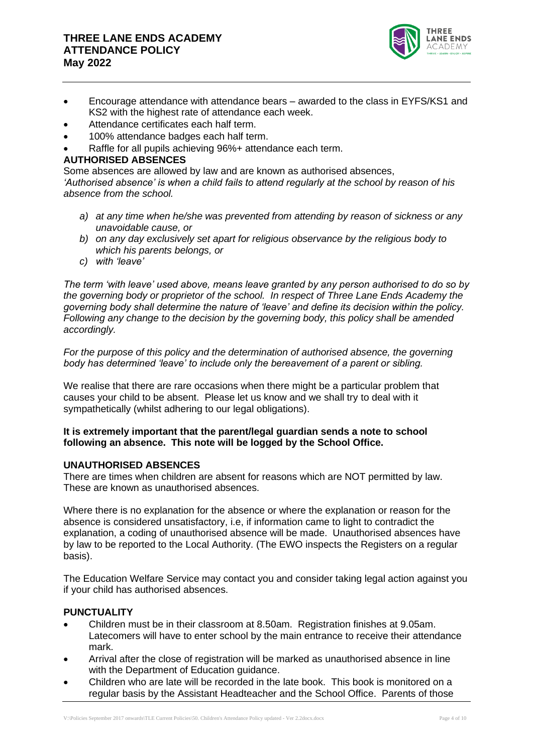- Encourage attendance with attendance bears – awarded to the class in EYFS/KS1 and KS2 with the highest rate of attendance each week.
- Attendance certificates each half term.
- 100% attendance badges each half term.
- Raffle for all pupils achieving 96%+ attendance each term.

**AUTHORISED ABSENCES**

Some absences are allowed by law and are known as authorised absences,
*'Authorised absence' is when a child fails to attend regularly at the school by reason of his absence from the school.*

*a) at any time when he/she was prevented from attending by reason of sickness or any unavoidable cause, or*
*b) on any day exclusively set apart for religious observance by the religious body to which his parents belongs, or*
*c) with 'leave'*

*The term 'with leave' used above, means leave granted by any person authorised to do so by the governing body or proprietor of the school. In respect of Three Lane Ends Academy the governing body shall determine the nature of 'leave' and define its decision within the policy. Following any change to the decision by the governing body, this policy shall be amended accordingly.*

*For the purpose of this policy and the determination of authorised absence, the governing body has determined 'leave' to include only the bereavement of a parent or sibling.*

We realise that there are rare occasions when there might be a particular problem that causes your child to be absent. Please let us know and we shall try to deal with it sympathetically (whilst adhering to our legal obligations).

**It is extremely important that the parent/legal guardian sends a note to school following an absence. This note will be logged by the School Office.**

**UNAUTHORISED ABSENCES**

There are times when children are absent for reasons which are NOT permitted by law. These are known as unauthorised absences.

Where there is no explanation for the absence or where the explanation or reason for the absence is considered unsatisfactory, i.e, if information came to light to contradict the explanation, a coding of unauthorised absence will be made. Unauthorised absences have by law to be reported to the Local Authority. (The EWO inspects the Registers on a regular basis).

The Education Welfare Service may contact you and consider taking legal action against you if your child has authorised absences.

**PUNCTUALITY**

- Children must be in their classroom at 8.50am. Registration finishes at 9.05am. Latecomers will have to enter school by the main entrance to receive their attendance mark.
- Arrival after the close of registration will be marked as unauthorised absence in line with the Department of Education guidance.
- Children who are late will be recorded in the late book. This book is monitored on a regular basis by the Assistant Headteacher and the School Office. Parents of those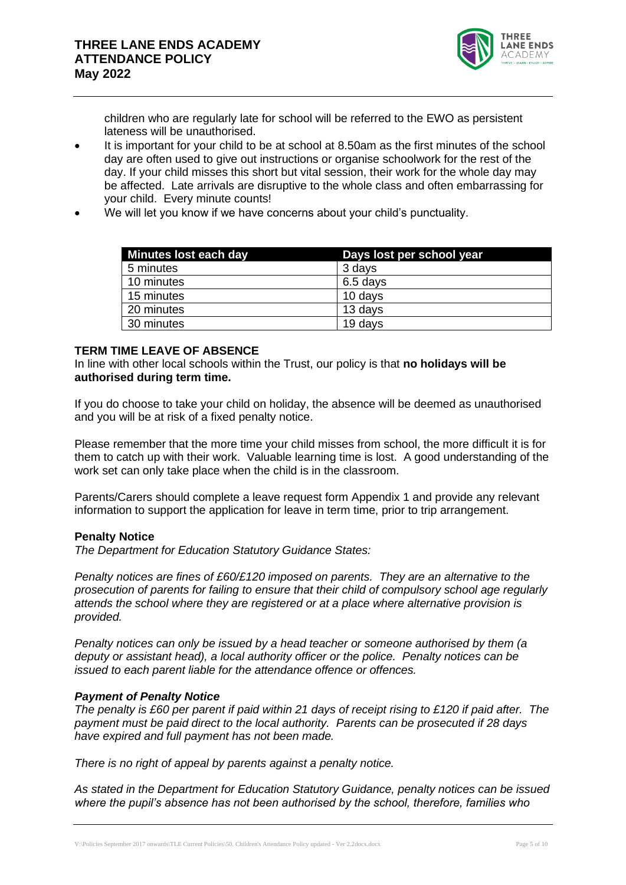children who are regularly late for school will be referred to the EWO as persistent lateness will be unauthorised.

- It is important for your child to be at school at 8.50am as the first minutes of the school day are often used to give out instructions or organise schoolwork for the rest of the day. If your child misses this short but vital session, their work for the whole day may be affected. Late arrivals are disruptive to the whole class and often embarrassing for your child. Every minute counts!
- We will let you know if we have concerns about your child's punctuality.

| Minutes lost each day | Days lost per school year |
|---|---|
| 5 minutes | 3 days |
| 10 minutes | 6.5 days |
| 15 minutes | 10 days |
| 20 minutes | 13 days |
| 30 minutes | 19 days |

## TERM TIME LEAVE OF ABSENCE

In line with other local schools within the Trust, our policy is that **no holidays will be authorised during term time.**

If you do choose to take your child on holiday, the absence will be deemed as unauthorised and you will be at risk of a fixed penalty notice.

Please remember that the more time your child misses from school, the more difficult it is for them to catch up with their work. Valuable learning time is lost. A good understanding of the work set can only take place when the child is in the classroom.

Parents/Carers should complete a leave request form Appendix 1 and provide any relevant information to support the application for leave in term time, prior to trip arrangement.

### Penalty Notice

*The Department for Education Statutory Guidance States:*

*Penalty notices are fines of £60/£120 imposed on parents. They are an alternative to the prosecution of parents for failing to ensure that their child of compulsory school age regularly attends the school where they are registered or at a place where alternative provision is provided.*

*Penalty notices can only be issued by a head teacher or someone authorised by them (a deputy or assistant head), a local authority officer or the police. Penalty notices can be issued to each parent liable for the attendance offence or offences.*

#### *Payment of Penalty Notice*

*The penalty is £60 per parent if paid within 21 days of receipt rising to £120 if paid after. The payment must be paid direct to the local authority. Parents can be prosecuted if 28 days have expired and full payment has not been made.*

*There is no right of appeal by parents against a penalty notice.*

*As stated in the Department for Education Statutory Guidance, penalty notices can be issued where the pupil's absence has not been authorised by the school, therefore, families who*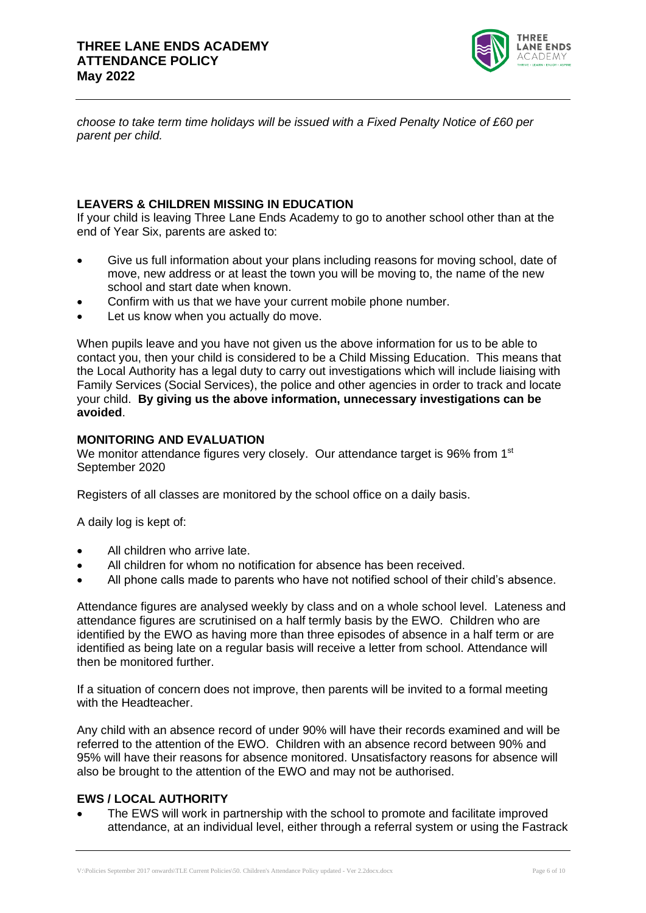*choose to take term time holidays will be issued with a Fixed Penalty Notice of £60 per parent per child.*

**LEAVERS & CHILDREN MISSING IN EDUCATION**

If your child is leaving Three Lane Ends Academy to go to another school other than at the end of Year Six, parents are asked to:

- Give us full information about your plans including reasons for moving school, date of move, new address or at least the town you will be moving to, the name of the new school and start date when known.
- Confirm with us that we have your current mobile phone number.
- Let us know when you actually do move.

When pupils leave and you have not given us the above information for us to be able to contact you, then your child is considered to be a Child Missing Education. This means that the Local Authority has a legal duty to carry out investigations which will include liaising with Family Services (Social Services), the police and other agencies in order to track and locate your child. **By giving us the above information, unnecessary investigations can be avoided**.

**MONITORING AND EVALUATION**

We monitor attendance figures very closely. Our attendance target is 96% from 1st September 2020

Registers of all classes are monitored by the school office on a daily basis.

A daily log is kept of:

- All children who arrive late.
- All children for whom no notification for absence has been received.
- All phone calls made to parents who have not notified school of their child's absence.

Attendance figures are analysed weekly by class and on a whole school level. Lateness and attendance figures are scrutinised on a half termly basis by the EWO. Children who are identified by the EWO as having more than three episodes of absence in a half term or are identified as being late on a regular basis will receive a letter from school. Attendance will then be monitored further.

If a situation of concern does not improve, then parents will be invited to a formal meeting with the Headteacher.

Any child with an absence record of under 90% will have their records examined and will be referred to the attention of the EWO. Children with an absence record between 90% and 95% will have their reasons for absence monitored. Unsatisfactory reasons for absence will also be brought to the attention of the EWO and may not be authorised.

**EWS / LOCAL AUTHORITY**

- The EWS will work in partnership with the school to promote and facilitate improved attendance, at an individual level, either through a referral system or using the Fastrack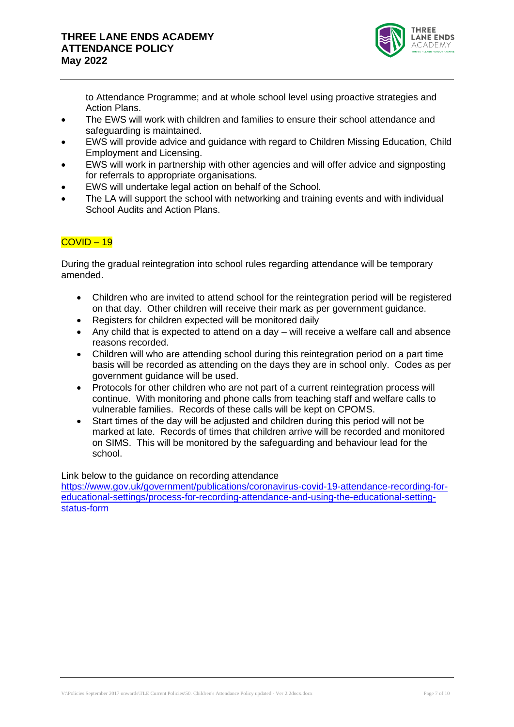to Attendance Programme; and at whole school level using proactive strategies and Action Plans.

- The EWS will work with children and families to ensure their school attendance and safeguarding is maintained.
- EWS will provide advice and guidance with regard to Children Missing Education, Child Employment and Licensing.
- EWS will work in partnership with other agencies and will offer advice and signposting for referrals to appropriate organisations.
- EWS will undertake legal action on behalf of the School.
- The LA will support the school with networking and training events and with individual School Audits and Action Plans.

## COVID – 19

During the gradual reintegration into school rules regarding attendance will be temporary amended.

- Children who are invited to attend school for the reintegration period will be registered on that day. Other children will receive their mark as per government guidance.
- Registers for children expected will be monitored daily
- Any child that is expected to attend on a day – will receive a welfare call and absence reasons recorded.
- Children will who are attending school during this reintegration period on a part time basis will be recorded as attending on the days they are in school only. Codes as per government guidance will be used.
- Protocols for other children who are not part of a current reintegration process will continue. With monitoring and phone calls from teaching staff and welfare calls to vulnerable families. Records of these calls will be kept on CPOMS.
- Start times of the day will be adjusted and children during this period will not be marked at late. Records of times that children arrive will be recorded and monitored on SIMS. This will be monitored by the safeguarding and behaviour lead for the school.

Link below to the guidance on recording attendance
[https://www.gov.uk/government/publications/coronavirus-covid-19-attendance-recording-for-educational-settings/process-for-recording-attendance-and-using-the-educational-setting-status-form](https://www.gov.uk/government/publications/coronavirus-covid-19-attendance-recording-for-educational-settings/process-for-recording-attendance-and-using-the-educational-setting-status-form)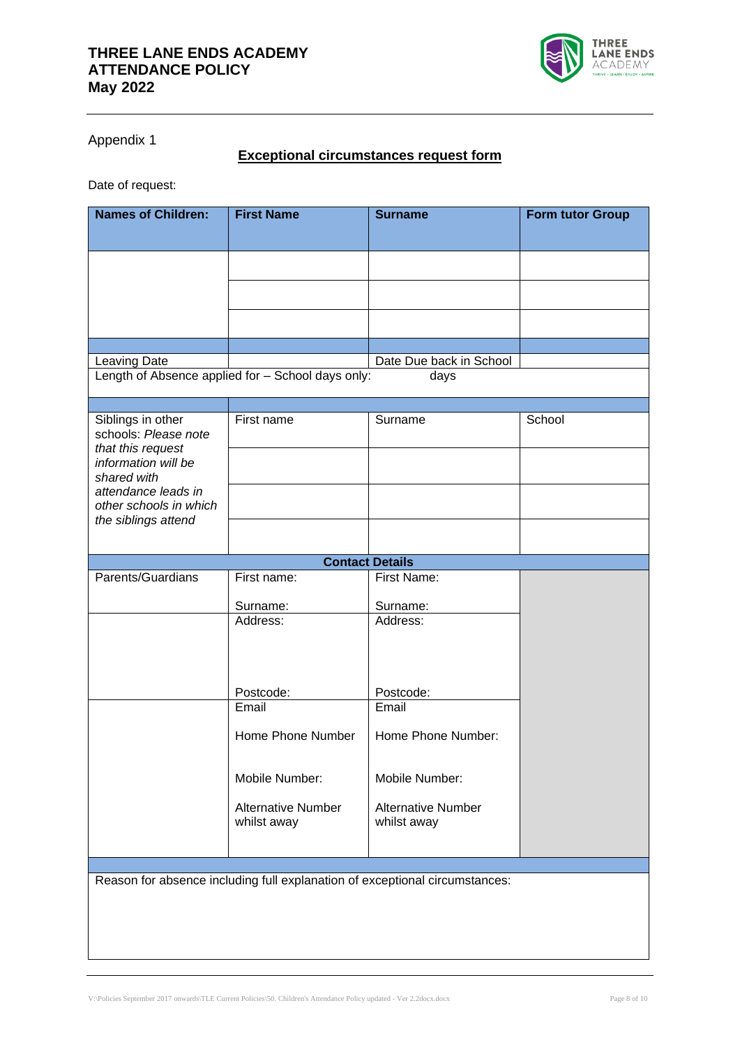Appendix 1

## Exceptional circumstances request form

Date of request:

| Names of Children: | First Name | Surname | Form tutor Group |
|---|---|---|---|
| | | | |
| | | | |
| | | | |
| | | | |
| Leaving Date | | Date Due back in School | |
| Length of Absence applied for – School days only: | | days | |
| | | | |
| Siblings in other schools: *Please note that this request information will be shared with attendance leads in other schools in which the siblings attend* | First name | Surname | School |
| | | | |
| | | | |
| | | | |
| **Contact Details** | | | |
| Parents/Guardians | First name:<br><br>Surname: | First Name:<br><br>Surname: | |
| | Address:<br><br><br><br>Postcode: | Address:<br><br><br><br>Postcode: | |
| | Email<br><br>Home Phone Number<br><br>Mobile Number:<br><br>Alternative Number whilst away | Email<br><br>Home Phone Number:<br><br>Mobile Number:<br><br>Alternative Number whilst away | |
| | | | |
| Reason for absence including full explanation of exceptional circumstances: | | | |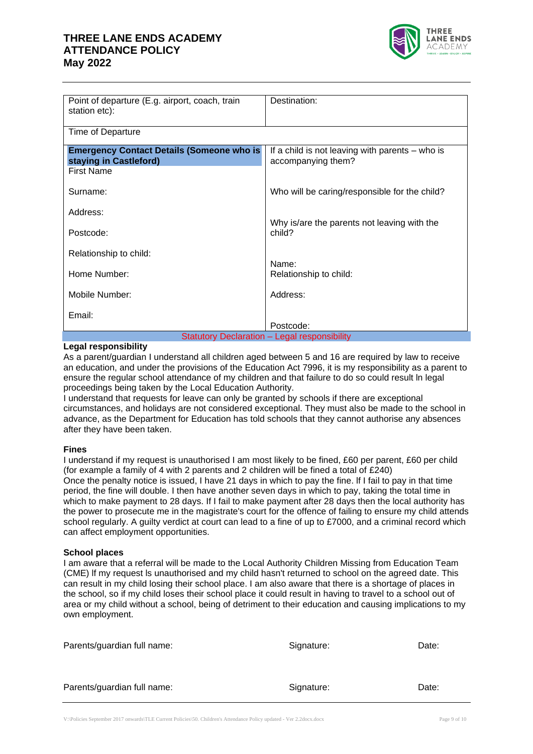| Point of departure (E.g. airport, coach, train station etc): | Destination: |
| --- | --- |
| Time of Departure | |
| **Emergency Contact Details (Someone who is staying in Castleford)**<br>First Name<br><br>Surname:<br><br>Address:<br><br>Postcode:<br><br>Relationship to child:<br><br>Home Number:<br><br>Mobile Number:<br><br>Email: | If a child is not leaving with parents – who is accompanying them?<br><br>Who will be caring/responsible for the child?<br><br>Why is/are the parents not leaving with the child?<br><br>Name:<br>Relationship to child:<br><br>Address:<br><br>Postcode: |

Statutory Declaration – Legal responsibility

**Legal responsibility**

As a parent/guardian I understand all children aged between 5 and 16 are required by law to receive an education, and under the provisions of the Education Act 7996, it is my responsibility as a parent to ensure the regular school attendance of my children and that failure to do so could result ln legal proceedings being taken by the Local Education Authority.

I understand that requests for leave can only be granted by schools if there are exceptional circumstances, and holidays are not considered exceptional. They must also be made to the school in advance, as the Department for Education has told schools that they cannot authorise any absences after they have been taken.

**Fines**

I understand if my request is unauthorised I am most likely to be fined, £60 per parent, £60 per child (for example a family of 4 with 2 parents and 2 children will be fined a total of £240)

Once the penalty notice is issued, I have 21 days in which to pay the fine. lf I fail to pay in that time period, the fine will double. I then have another seven days in which to pay, taking the total time in which to make payment to 28 days. If I fail to make payment after 28 days then the local authority has the power to prosecute me in the magistrate's court for the offence of failing to ensure my child attends school regularly. A guilty verdict at court can lead to a fine of up to £7000, and a criminal record which can affect employment opportunities.

**School places**

I am aware that a referral will be made to the Local Authority Children Missing from Education Team (CME) lf my request ls unauthorised and my child hasn't returned to school on the agreed date. This can result in my child losing their school place. I am also aware that there is a shortage of places in the school, so if my child loses their school place it could result in having to travel to a school out of area or my child without a school, being of detriment to their education and causing implications to my own employment.

Parents/guardian full name: Signature: Date:

Parents/guardian full name: Signature: Date: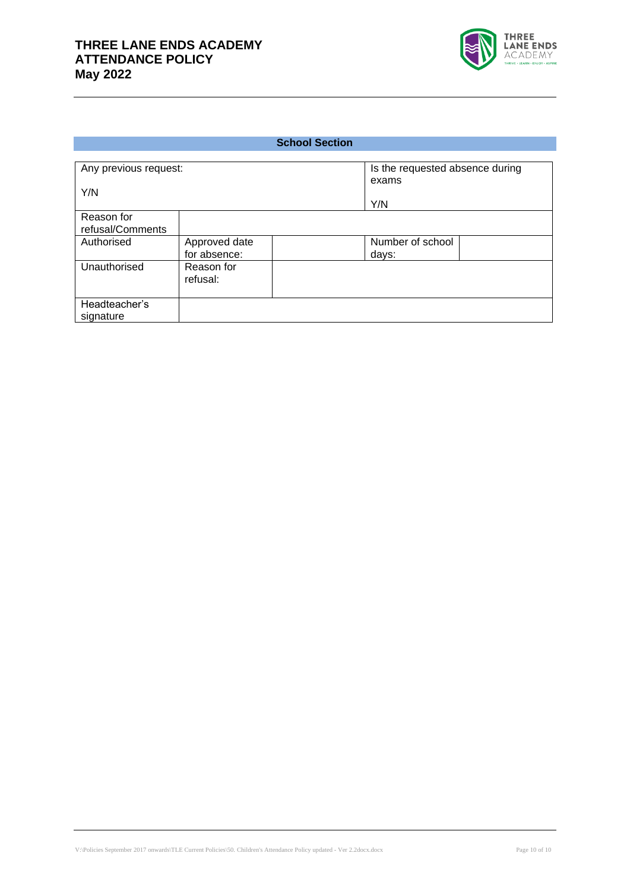**School Section**

| | | | | |
|---|---|---|---|---|
| Any previous request:<br><br>Y/N | | | Is the requested absence during exams<br><br>Y/N | |
| Reason for refusal/Comments | | | | |
| Authorised | Approved date for absence: | | Number of school days: | |
| Unauthorised | Reason for refusal: | | | |
| Headteacher's signature | | | | |